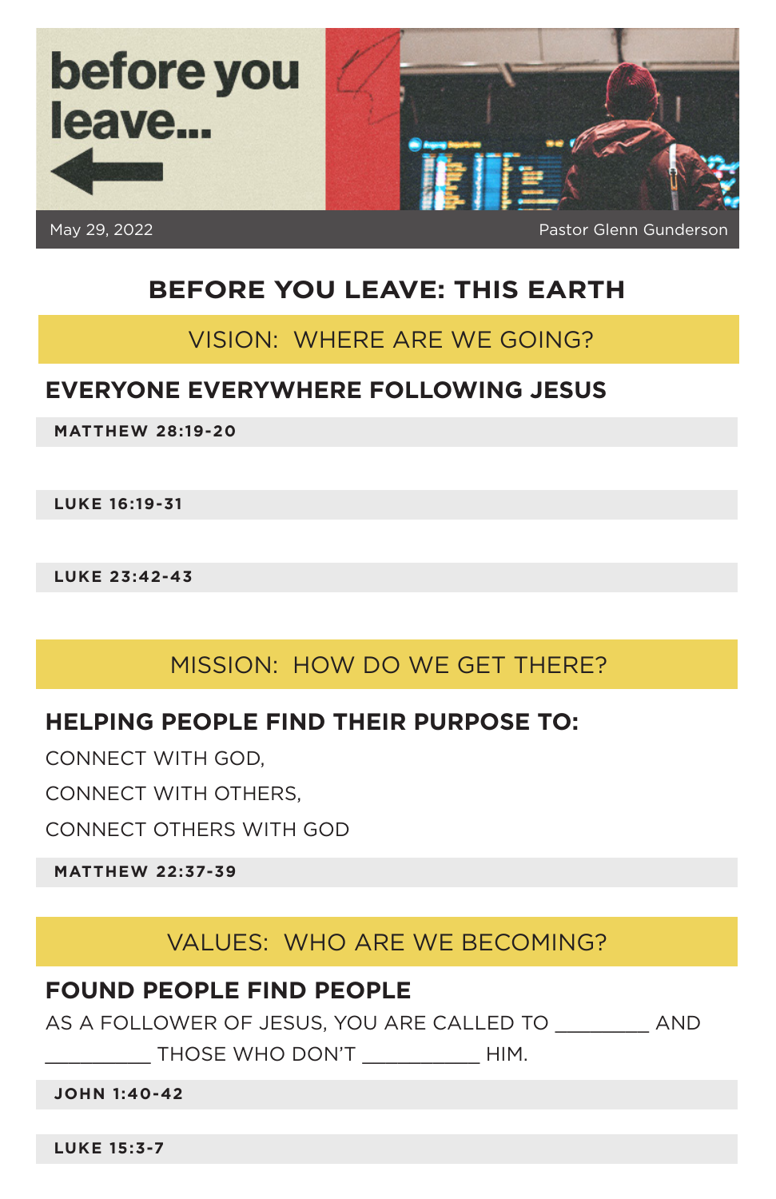# before you leave...

May 29, 2022 | Pastor Glenn Gunderson

## BEFORE YOU LEAVE: THIS EARTH

### VISION: WHERE ARE WE GOING?

**EVERYONE EVERYWHERE FOLLOWING JESUS**

**MATTHEW 28:19-20**

**LUKE 16:19-31**

**LUKE 23:42-43**

### MISSION: HOW DO WE GET THERE?

**HELPING PEOPLE FIND THEIR PURPOSE TO:**

CONNECT WITH GOD,

CONNECT WITH OTHERS,

CONNECT OTHERS WITH GOD

**MATTHEW 22:37-39**

### VALUES: WHO ARE WE BECOMING?

**FOUND PEOPLE FIND PEOPLE**

AS A FOLLOWER OF JESUS, YOU ARE CALLED TO ________ AND _________ THOSE WHO DON'T __________ HIM.

**JOHN 1:40-42**

**LUKE 15:3-7**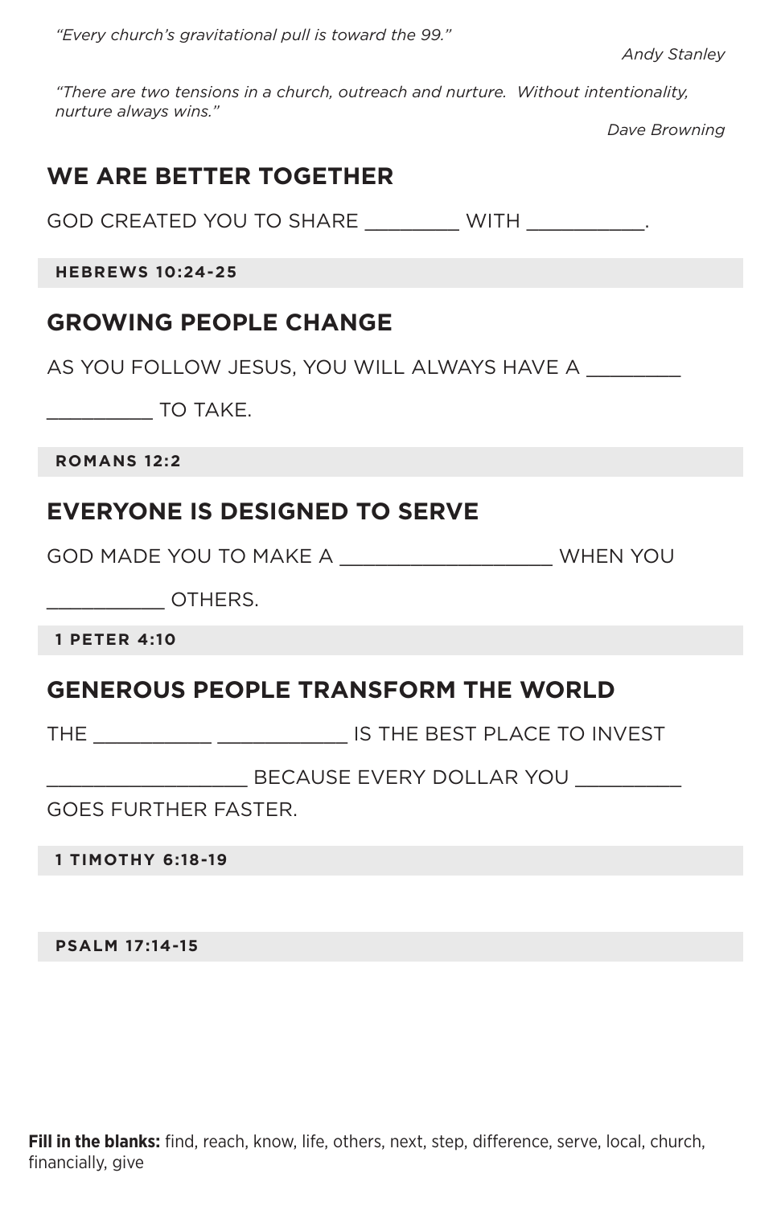*"Every church's gravitational pull is toward the 99."*

*Andy Stanley*

*"There are two tensions in a church, outreach and nurture. Without intentionality, nurture always wins."*

*Dave Browning*

## WE ARE BETTER TOGETHER

GOD CREATED YOU TO SHARE ________ WITH __________.

**HEBREWS 10:24-25**

## GROWING PEOPLE CHANGE

AS YOU FOLLOW JESUS, YOU WILL ALWAYS HAVE A ________ _________ TO TAKE.

**ROMANS 12:2**

## EVERYONE IS DESIGNED TO SERVE

GOD MADE YOU TO MAKE A __________________ WHEN YOU __________ OTHERS.

**1 PETER 4:10**

## GENEROUS PEOPLE TRANSFORM THE WORLD

THE __________ ___________ IS THE BEST PLACE TO INVEST _________________ BECAUSE EVERY DOLLAR YOU _________ GOES FURTHER FASTER.

**1 TIMOTHY 6:18-19**

**PSALM 17:14-15**

**Fill in the blanks:** find, reach, know, life, others, next, step, difference, serve, local, church, financially, give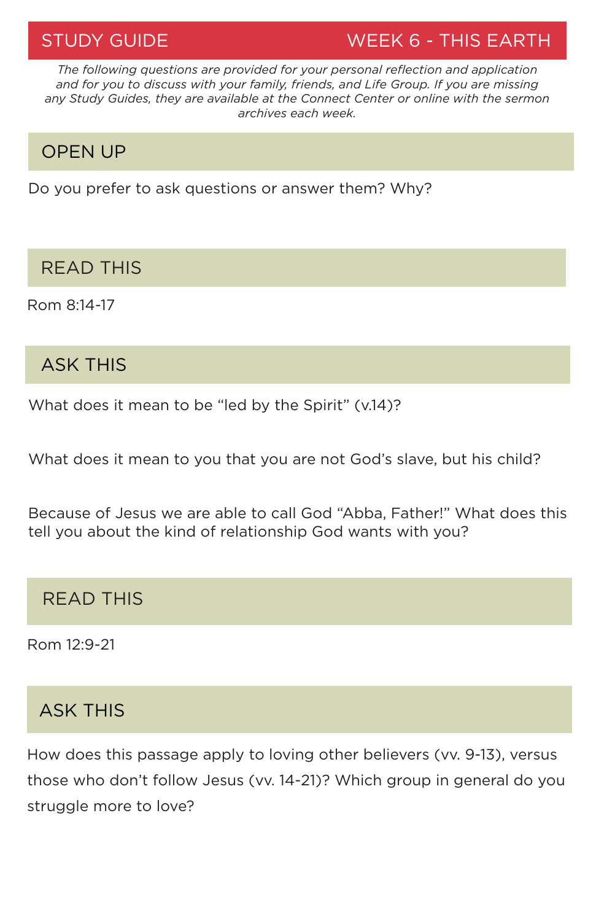## STUDY GUIDE — WEEK 6 - THIS EARTH

*The following questions are provided for your personal reflection and application and for you to discuss with your family, friends, and Life Group. If you are missing any Study Guides, they are available at the Connect Center or online with the sermon archives each week.*

### OPEN UP

Do you prefer to ask questions or answer them? Why?

### READ THIS

Rom 8:14-17

### ASK THIS

What does it mean to be "led by the Spirit" (v.14)?

What does it mean to you that you are not God's slave, but his child?

Because of Jesus we are able to call God "Abba, Father!" What does this tell you about the kind of relationship God wants with you?

### READ THIS

Rom 12:9-21

### ASK THIS

How does this passage apply to loving other believers (vv. 9-13), versus those who don't follow Jesus (vv. 14-21)? Which group in general do you struggle more to love?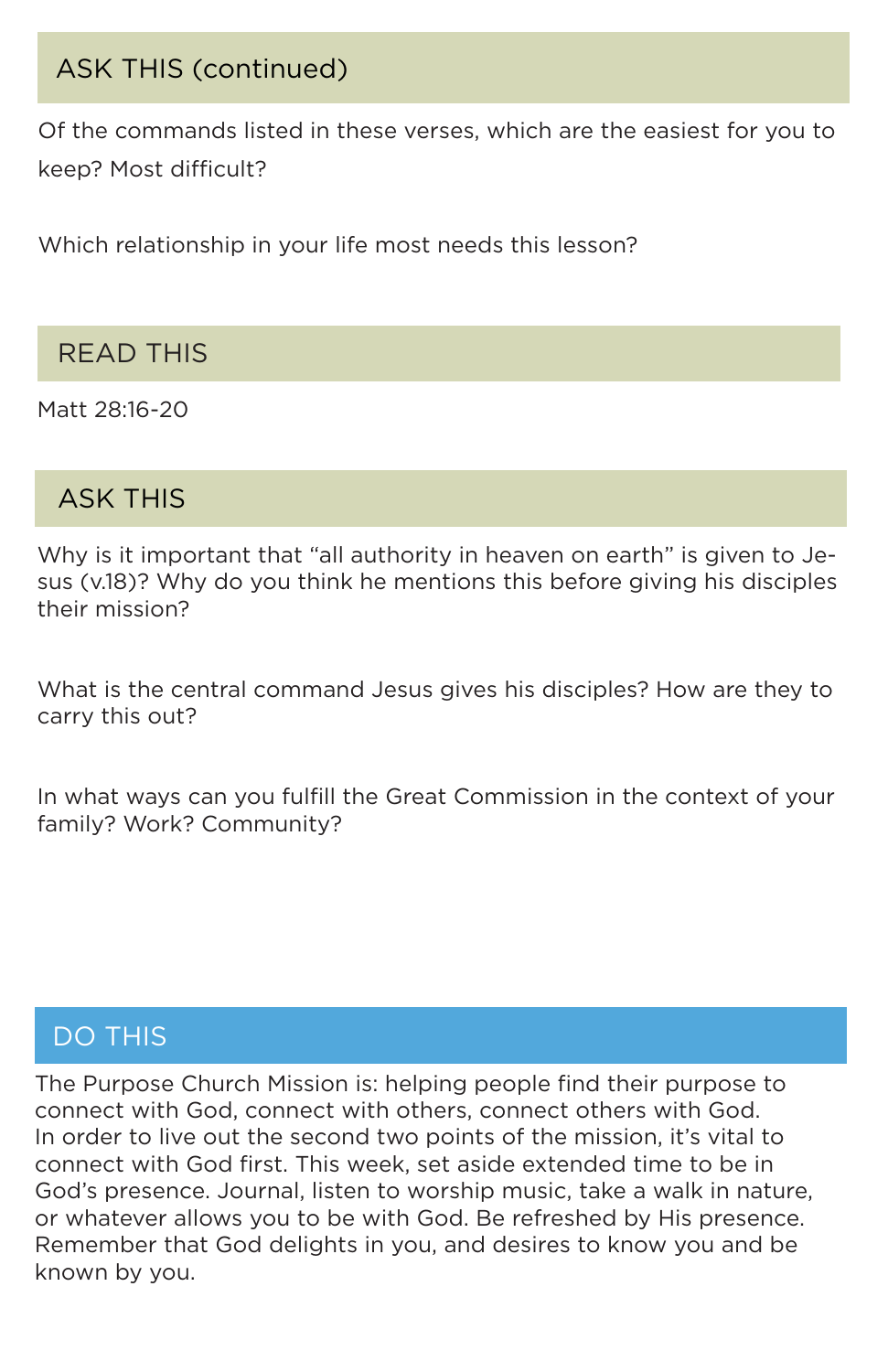## ASK THIS (continued)

Of the commands listed in these verses, which are the easiest for you to keep? Most difficult?

Which relationship in your life most needs this lesson?

## READ THIS

Matt 28:16-20

## ASK THIS

Why is it important that "all authority in heaven on earth" is given to Jesus (v.18)? Why do you think he mentions this before giving his disciples their mission?

What is the central command Jesus gives his disciples? How are they to carry this out?

In what ways can you fulfill the Great Commission in the context of your family? Work? Community?

## DO THIS

The Purpose Church Mission is: helping people find their purpose to connect with God, connect with others, connect others with God. In order to live out the second two points of the mission, it's vital to connect with God first. This week, set aside extended time to be in God's presence. Journal, listen to worship music, take a walk in nature, or whatever allows you to be with God. Be refreshed by His presence. Remember that God delights in you, and desires to know you and be known by you.